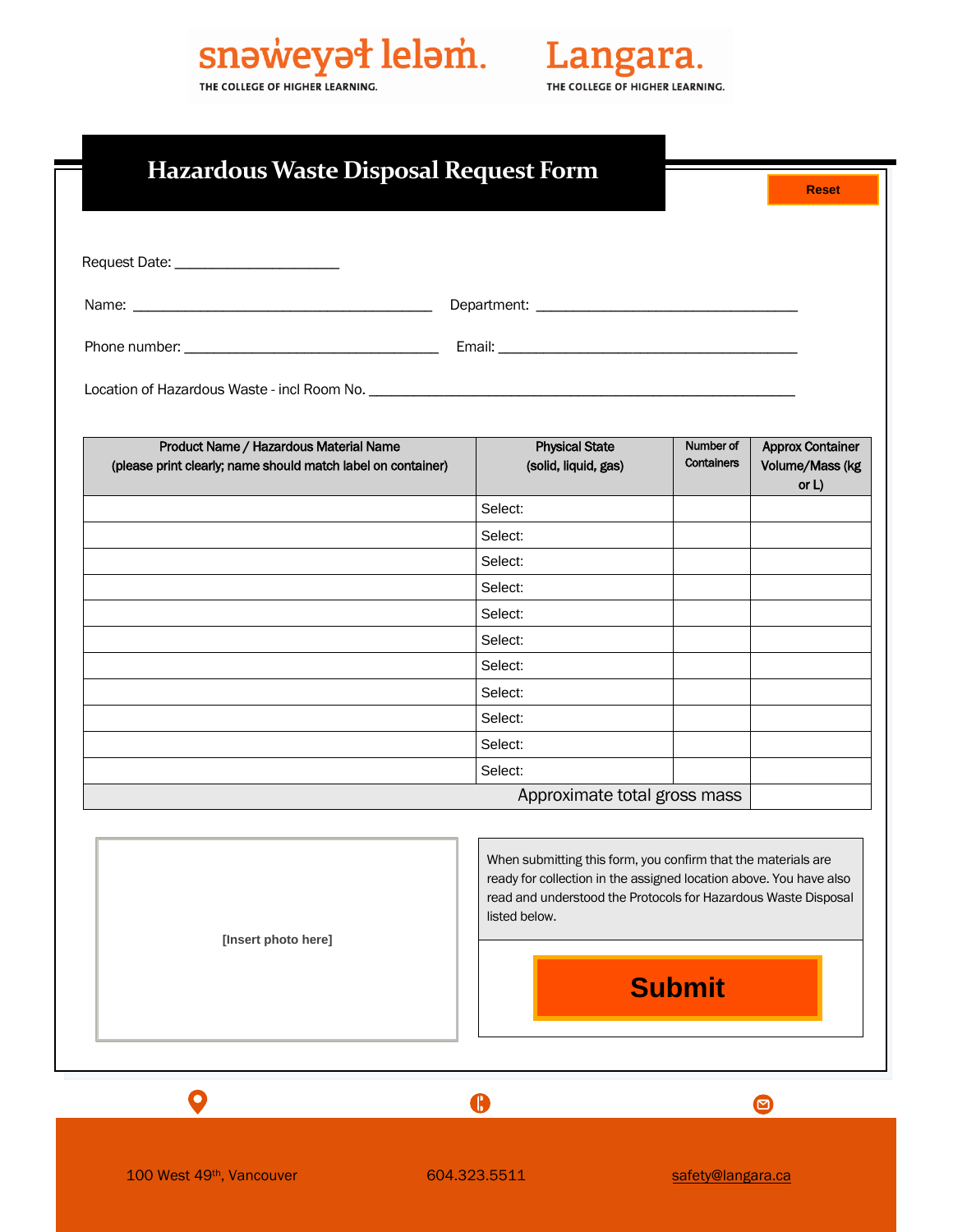snəw̓eyəɬ leləm̓. THE COLLEGE OF HIGHER LEARNING. Langara. THE COLLEGE OF HIGHER LEARNING.

# Hazardous Waste Disposal Request Form

Reset

Request Date: ____________________

Name: ______________________________________ Department: _________________________________

Phone number: ________________________________ Email: ______________________________________

Location of Hazardous Waste - incl Room No. ______________________________________________________

| Product Name / Hazardous Material Name (please print clearly; name should match label on container) | Physical State (solid, liquid, gas) | Number of Containers | Approx Container Volume/Mass (kg or L) |
|---|---|---|---|
| | Select: | | |
| | Select: | | |
| | Select: | | |
| | Select: | | |
| | Select: | | |
| | Select: | | |
| | Select: | | |
| | Select: | | |
| | Select: | | |
| | Select: | | |
| | Select: | | |
| | | Approximate total gross mass | |

[Insert photo here]

When submitting this form, you confirm that the materials are ready for collection in the assigned location above. You have also read and understood the Protocols for Hazardous Waste Disposal listed below.

**Submit**

100 West 49th, Vancouver | 604.323.5511 | safety@langara.ca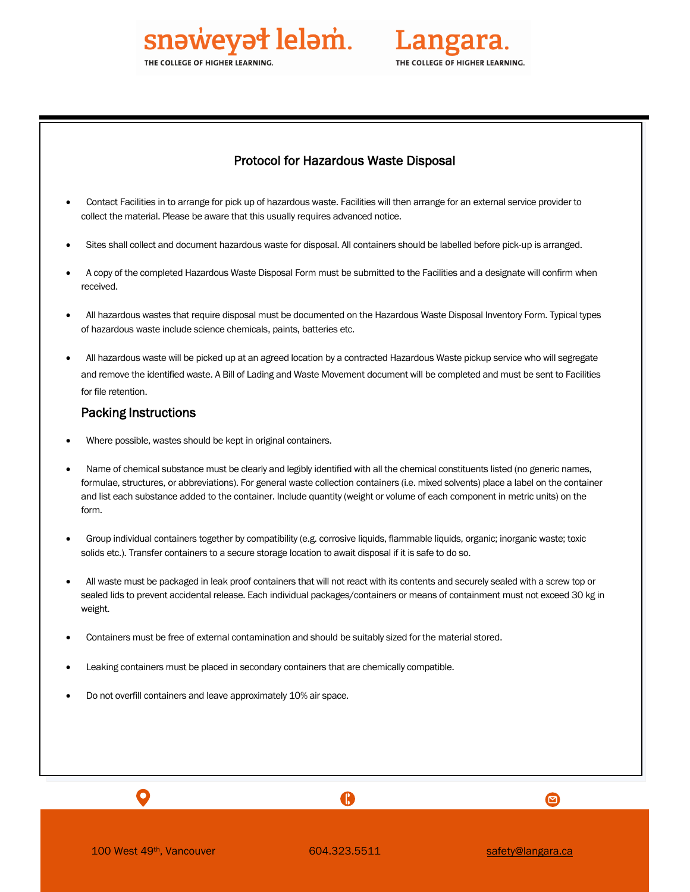## Protocol for Hazardous Waste Disposal

- Contact Facilities in to arrange for pick up of hazardous waste. Facilities will then arrange for an external service provider to collect the material. Please be aware that this usually requires advanced notice.
- Sites shall collect and document hazardous waste for disposal. All containers should be labelled before pick-up is arranged.
- A copy of the completed Hazardous Waste Disposal Form must be submitted to the Facilities and a designate will confirm when received.
- All hazardous wastes that require disposal must be documented on the Hazardous Waste Disposal Inventory Form. Typical types of hazardous waste include science chemicals, paints, batteries etc.
- All hazardous waste will be picked up at an agreed location by a contracted Hazardous Waste pickup service who will segregate and remove the identified waste. A Bill of Lading and Waste Movement document will be completed and must be sent to Facilities for file retention.

### Packing Instructions

- Where possible, wastes should be kept in original containers.
- Name of chemical substance must be clearly and legibly identified with all the chemical constituents listed (no generic names, formulae, structures, or abbreviations). For general waste collection containers (i.e. mixed solvents) place a label on the container and list each substance added to the container. Include quantity (weight or volume of each component in metric units) on the form.
- Group individual containers together by compatibility (e.g. corrosive liquids, flammable liquids, organic; inorganic waste; toxic solids etc.). Transfer containers to a secure storage location to await disposal if it is safe to do so.
- All waste must be packaged in leak proof containers that will not react with its contents and securely sealed with a screw top or sealed lids to prevent accidental release. Each individual packages/containers or means of containment must not exceed 30 kg in weight.
- Containers must be free of external contamination and should be suitably sized for the material stored.
- Leaking containers must be placed in secondary containers that are chemically compatible.
- Do not overfill containers and leave approximately 10% air space.